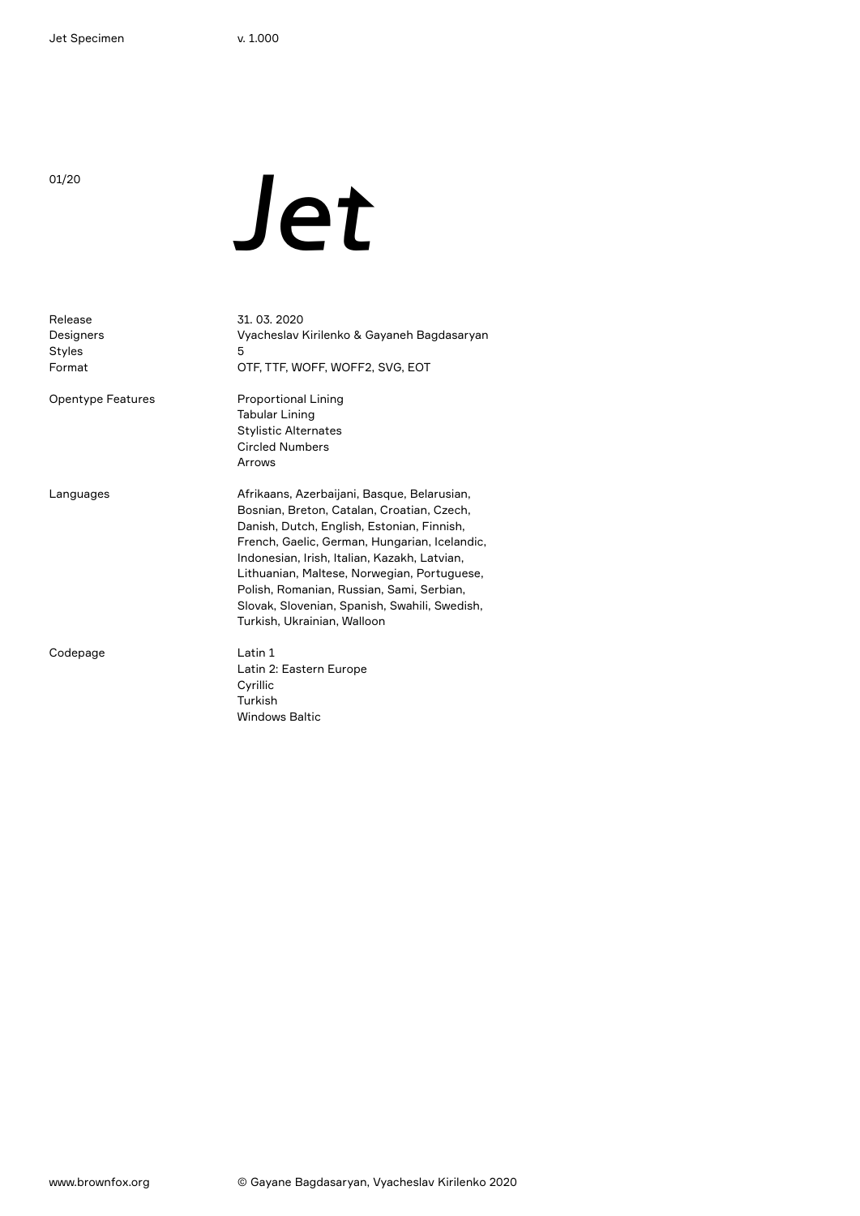# *Jet*

| | |
|---|---|
| Release | 31. 03. 2020 |
| Designers | Vyacheslav Kirilenko & Gayaneh Bagdasaryan |
| Styles | 5 |
| Format | OTF, TTF, WOFF, WOFF2, SVG, EOT |
| Opentype Features | Proportional Lining<br>Tabular Lining<br>Stylistic Alternates<br>Circled Numbers<br>Arrows |
| Languages | Afrikaans, Azerbaijani, Basque, Belarusian, Bosnian, Breton, Catalan, Croatian, Czech, Danish, Dutch, English, Estonian, Finnish, French, Gaelic, German, Hungarian, Icelandic, Indonesian, Irish, Italian, Kazakh, Latvian, Lithuanian, Maltese, Norwegian, Portuguese, Polish, Romanian, Russian, Sami, Serbian, Slovak, Slovenian, Spanish, Swahili, Swedish, Turkish, Ukrainian, Walloon |
| Codepage | Latin 1<br>Latin 2: Eastern Europe<br>Cyrillic<br>Turkish<br>Windows Baltic |

www.brownfox.org

© Gayane Bagdasaryan, Vyacheslav Kirilenko 2020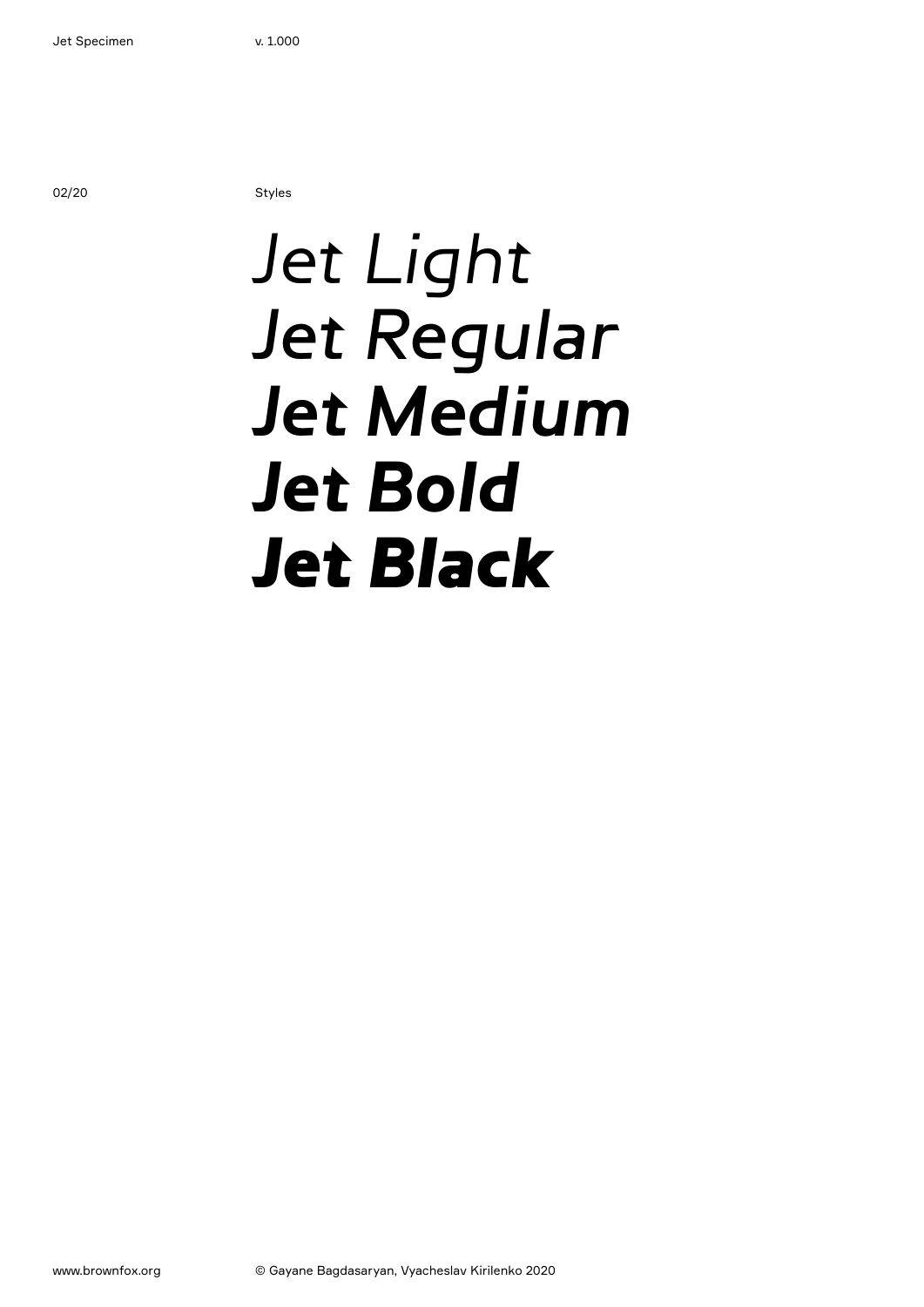Styles

*Jet Light*
*Jet Regular*
***Jet Medium***
***Jet Bold***
***Jet Black***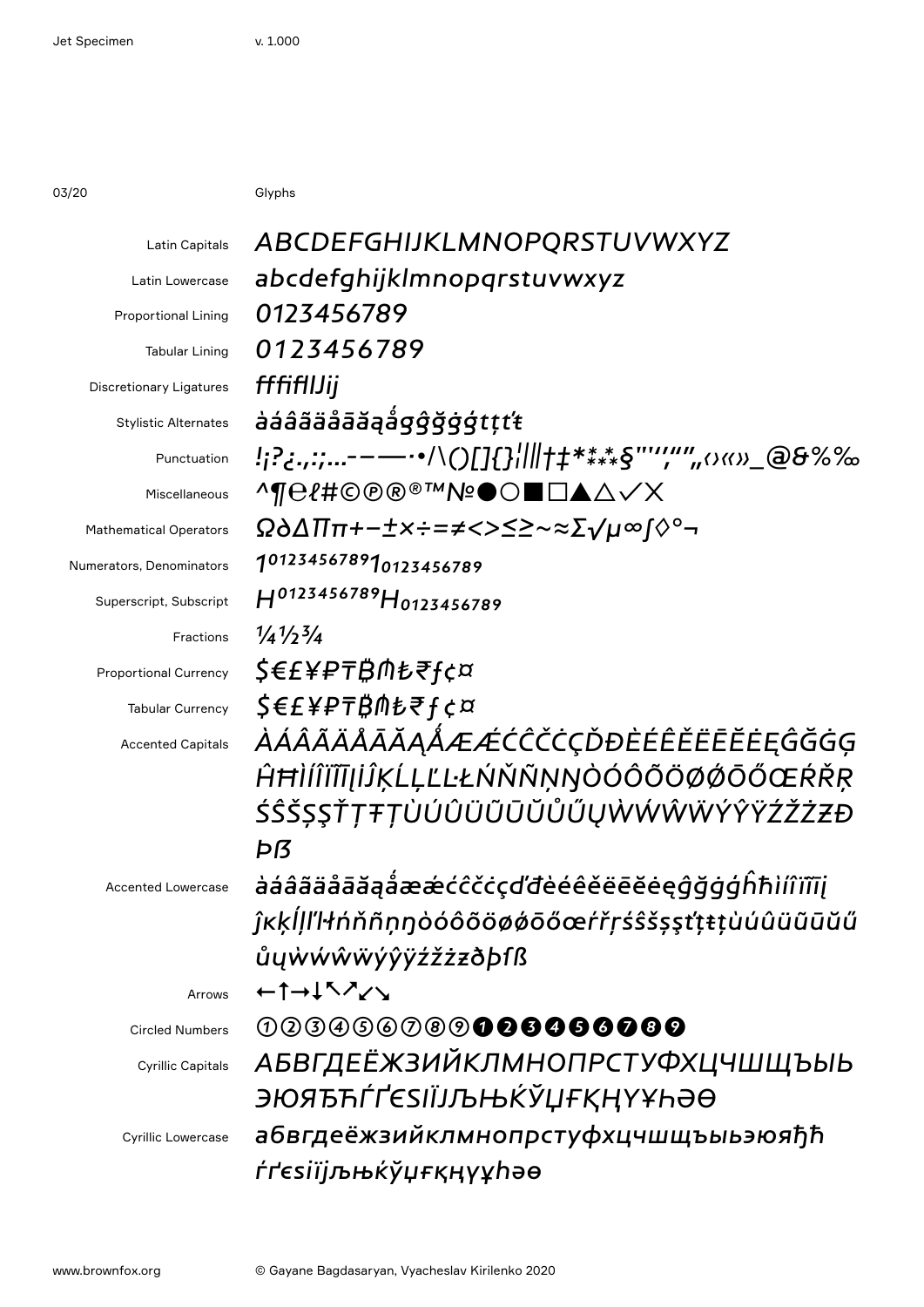Glyphs

| | |
|---|---|
| Latin Capitals | ABCDEFGHIJKLMNOPQRSTUVWXYZ |
| Latin Lowercase | abcdefghijklmnopqrstuvwxyz |
| Proportional Lining | 0123456789 |
| Tabular Lining | 0123456789 |
| Discretionary Ligatures | fffiflIJij |
| Stylistic Alternates | àáâãäåāăąǻgĝğġģtţťŧ |
| Punctuation | !¡?¿.,:;…-–—·•/\()[]{}¦\|‖†‡*⁂§"'‘’‚“”„‹›«»_@&%‰ |
| Miscellaneous | ^¶℮ℓ#©℗®®™№●○■□▲△✓✕ |
| Mathematical Operators | Ω∂ΔΠπ+−±×÷=≠<>≤≥~≈Σ√µ∞∫◊°¬ |
| Numerators, Denominators | 1⁰¹²³⁴⁵⁶⁷⁸⁹1₀₁₂₃₄₅₆₇₈₉ |
| Superscript, Subscript | H⁰¹²³⁴⁵⁶⁷⁸⁹H₀₁₂₃₄₅₆₇₈₉ |
| Fractions | ¼½¾ |
| Proportional Currency | $€£¥₽₸₿₼₺₹ƒ¢¤ |
| Tabular Currency | $€£¥₽₸₿₼₺₹ƒ¢¤ |
| Accented Capitals | ÀÁÂÃÄÅĀĂĄǺÆǼĆĈČĊÇĎĐÈÉÊĚËĒĔĖĘĜĞĠĢĤĦÌÍÎÏĨĪĮİĴĶĹĻĽĿŁŃŇÑŅŊÒÓÔÕÖØǾŌŐŒŔŘŖŚŜŠŞȘŤȚŦŢÙÚÛÜŨŪŬŮŰŲẀẂŴẄÝŶŸŹŽŻƵÐÞẞ |
| Accented Lowercase | àáâãäåāăąǻæǽćĉčċçďđèéêěëēĕėęĝğġģĥħìíîïĩīįĵķĸĺļľŀłńňñņŋòóôõöøǿōőœŕřŗśŝšşșťțŧţùúûüũūŭůűųẁẃŵẅýŷÿźžżƶðþſß |
| Arrows | ←↑→↓↖↗↙↘ |
| Circled Numbers | ①②③④⑤⑥⑦⑧⑨❶❷❸❹❺❻❼❽❾ |
| Cyrillic Capitals | АБВГДЕЁЖЗИЙКЛМНОПРСТУФХЦЧШЩЪЫЬЭЮЯЂЋЃҐЄЅІЇЈЉЊЌЎЏҒҚҢҮҰҺӘӨ |
| Cyrillic Lowercase | абвгдеёжзийклмнопрстуфхцчшщъыьэюяђћѓґєѕіїјљњќўџғқңүұһәө |

www.brownfox.org

© Gayane Bagdasaryan, Vyacheslav Kirilenko 2020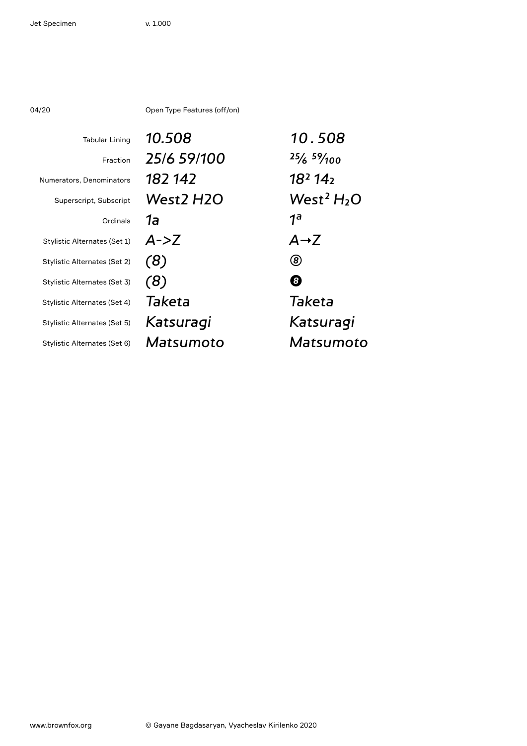04/20

Open Type Features (off/on)

| | | |
|---|---|---|
| Tabular Lining | *10.508* | *10 . 508* |
| Fraction | *25/6 59/100* | *25⁄6 59⁄100* |
| Numerators, Denominators | *182 142* | *18$^2$ 14$_2$* |
| Superscript, Subscript | *West2 H2O* | *West$^2$ $H_2O$* |
| Ordinals | *1a* | *1ª* |
| Stylistic Alternates (Set 1) | *A->Z* | *A→Z* |
| Stylistic Alternates (Set 2) | *(8)* | ⑧ |
| Stylistic Alternates (Set 3) | *(8)* | ❽ |
| Stylistic Alternates (Set 4) | *Taketa* | *Taketa* |
| Stylistic Alternates (Set 5) | *Katsuragi* | *Katsuragi* |
| Stylistic Alternates (Set 6) | *Matsumoto* | *Matsumoto* |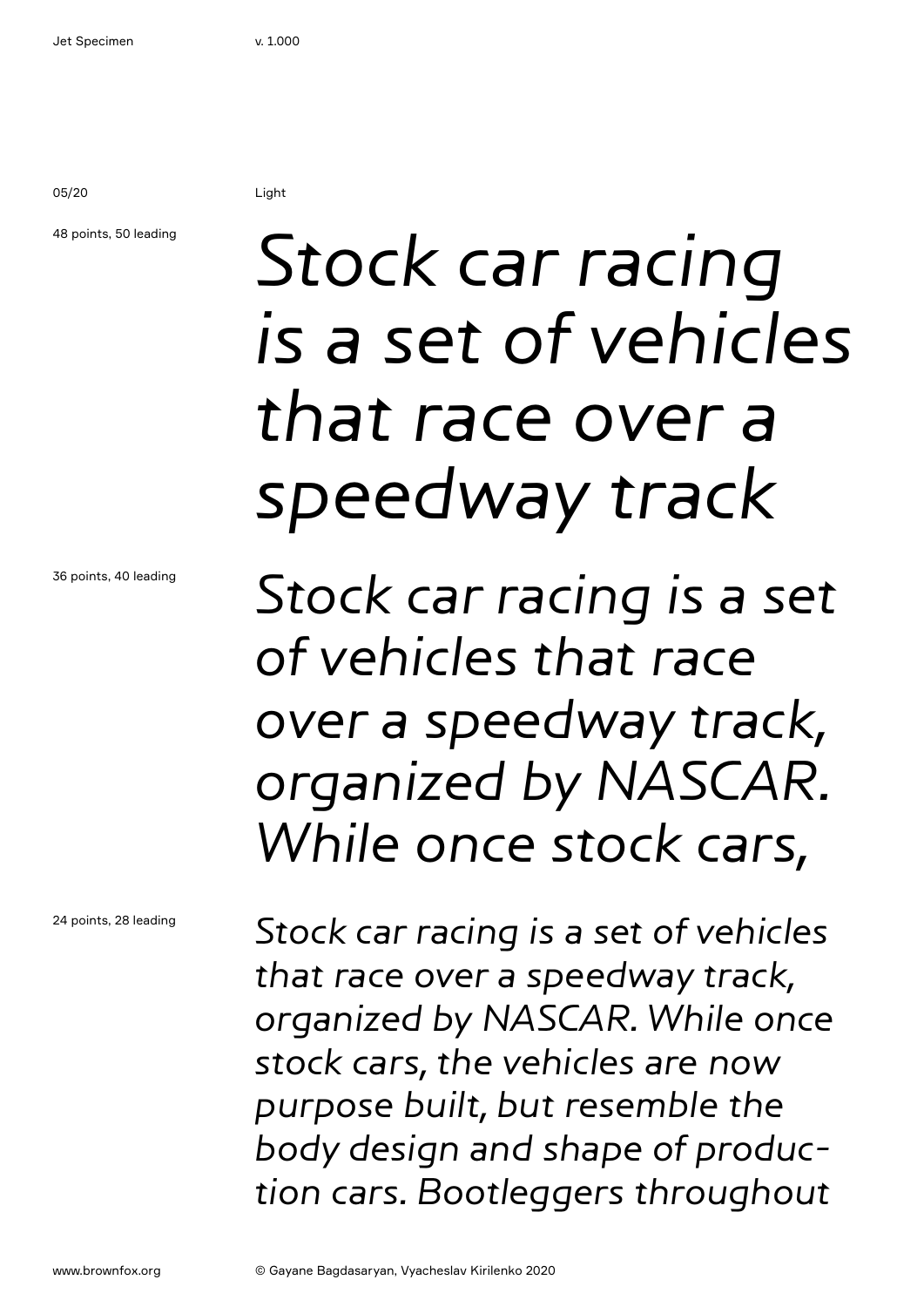Light

48 points, 50 leading

*Stock car racing is a set of vehicles that race over a speedway track*

36 points, 40 leading

*Stock car racing is a set of vehicles that race over a speedway track, organized by NASCAR. While once stock cars,*

24 points, 28 leading

*Stock car racing is a set of vehicles that race over a speedway track, organized by NASCAR. While once stock cars, the vehicles are now purpose built, but resemble the body design and shape of produc-tion cars. Bootleggers throughout*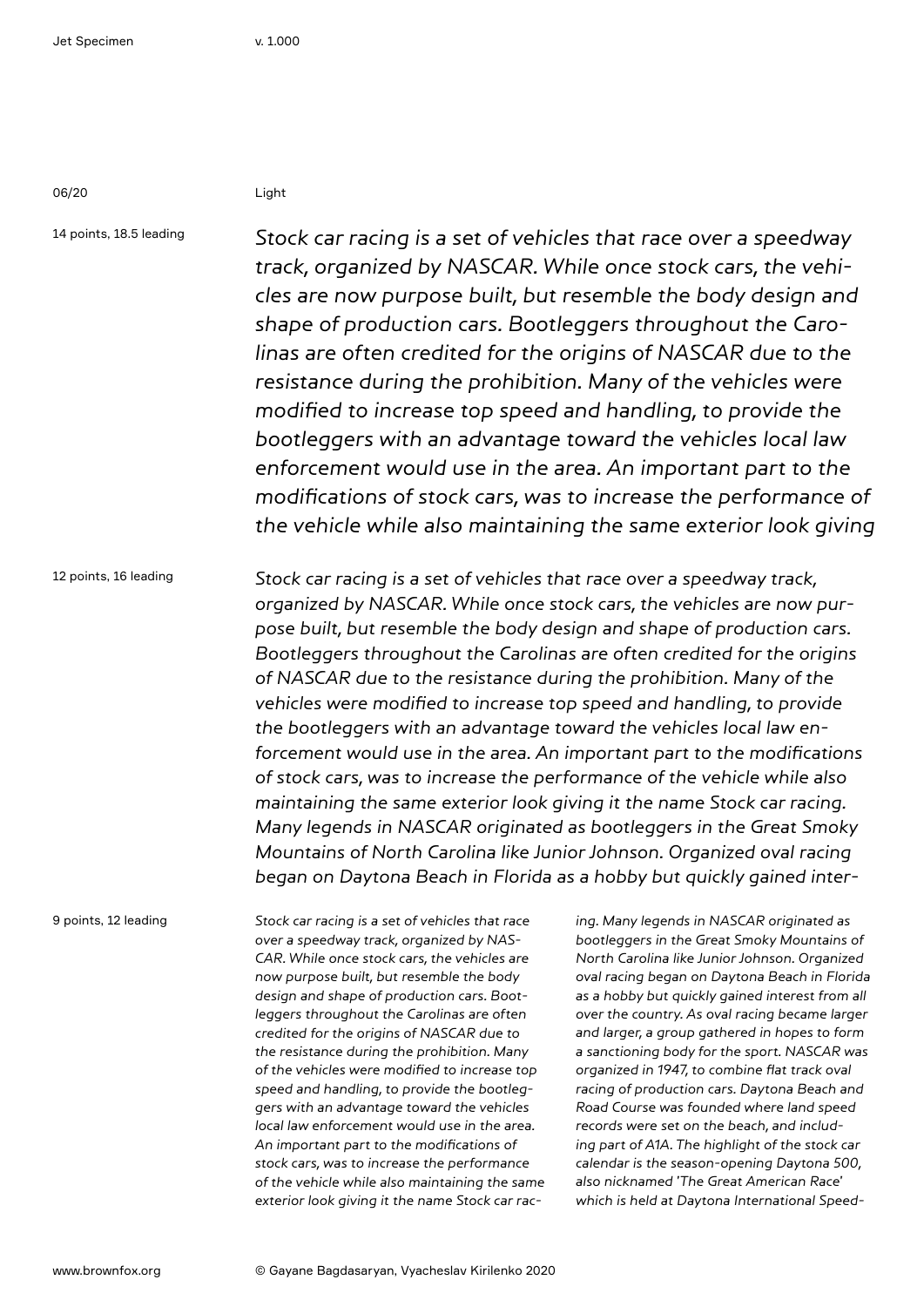06/20

Light

14 points, 18.5 leading

*Stock car racing is a set of vehicles that race over a speedway track, organized by NASCAR. While once stock cars, the vehicles are now purpose built, but resemble the body design and shape of production cars. Bootleggers throughout the Carolinas are often credited for the origins of NASCAR due to the resistance during the prohibition. Many of the vehicles were modified to increase top speed and handling, to provide the bootleggers with an advantage toward the vehicles local law enforcement would use in the area. An important part to the modifications of stock cars, was to increase the performance of the vehicle while also maintaining the same exterior look giving*

12 points, 16 leading

*Stock car racing is a set of vehicles that race over a speedway track, organized by NASCAR. While once stock cars, the vehicles are now purpose built, but resemble the body design and shape of production cars. Bootleggers throughout the Carolinas are often credited for the origins of NASCAR due to the resistance during the prohibition. Many of the vehicles were modified to increase top speed and handling, to provide the bootleggers with an advantage toward the vehicles local law enforcement would use in the area. An important part to the modifications of stock cars, was to increase the performance of the vehicle while also maintaining the same exterior look giving it the name Stock car racing. Many legends in NASCAR originated as bootleggers in the Great Smoky Mountains of North Carolina like Junior Johnson. Organized oval racing began on Daytona Beach in Florida as a hobby but quickly gained inter-*

9 points, 12 leading

*Stock car racing is a set of vehicles that race over a speedway track, organized by NASCAR. While once stock cars, the vehicles are now purpose built, but resemble the body design and shape of production cars. Bootleggers throughout the Carolinas are often credited for the origins of NASCAR due to the resistance during the prohibition. Many of the vehicles were modified to increase top speed and handling, to provide the bootleggers with an advantage toward the vehicles local law enforcement would use in the area. An important part to the modifications of stock cars, was to increase the performance of the vehicle while also maintaining the same exterior look giving it the name Stock car racing. Many legends in NASCAR originated as bootleggers in the Great Smoky Mountains of North Carolina like Junior Johnson. Organized oval racing began on Daytona Beach in Florida as a hobby but quickly gained interest from all over the country. As oval racing became larger and larger, a group gathered in hopes to form a sanctioning body for the sport. NASCAR was organized in 1947, to combine flat track oval racing of production cars. Daytona Beach and Road Course was founded where land speed records were set on the beach, and including part of A1A. The highlight of the stock car calendar is the season-opening Daytona 500, also nicknamed 'The Great American Race' which is held at Daytona International Speed-*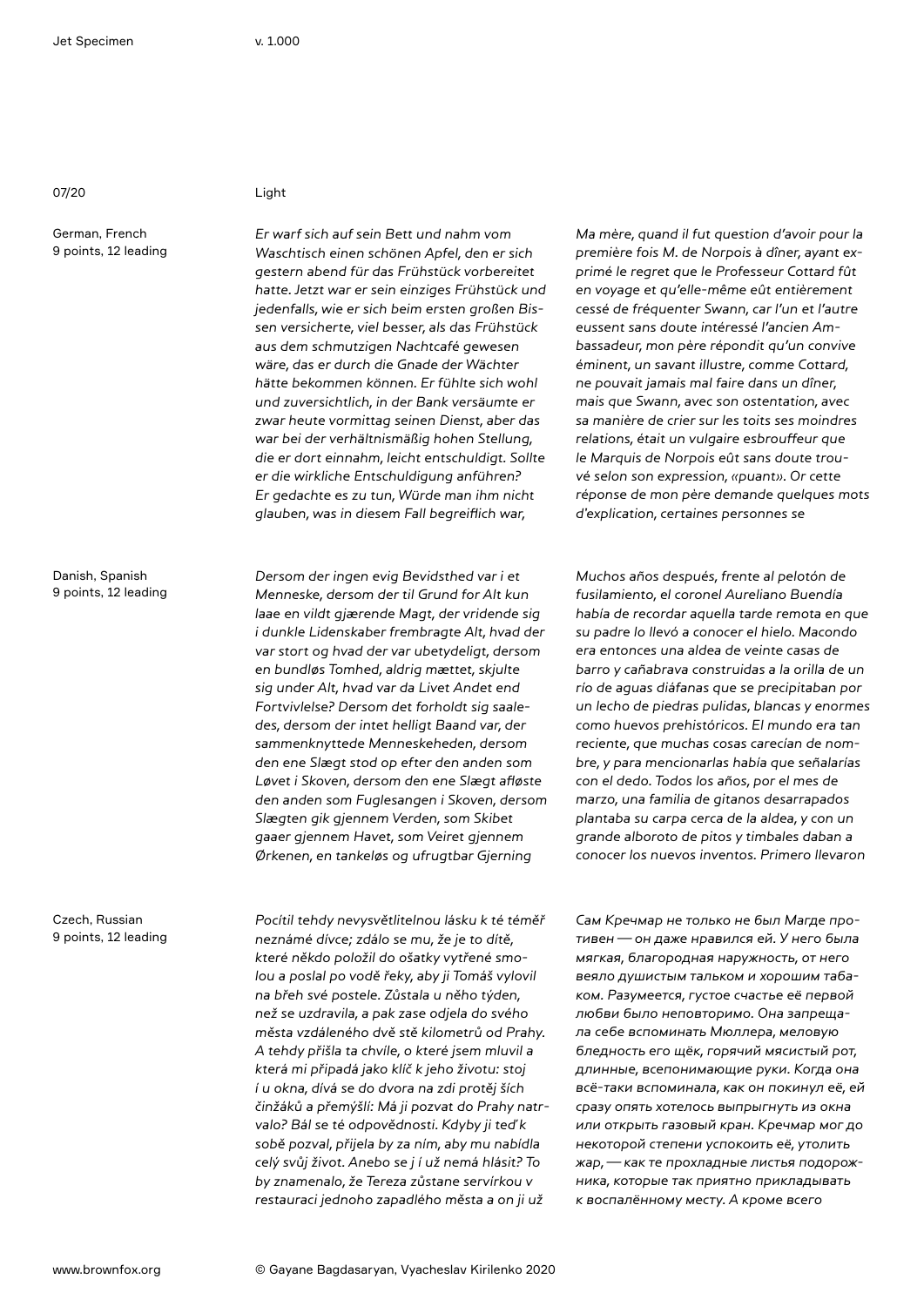07/20

Light

German, French
9 points, 12 leading

*Er warf sich auf sein Bett und nahm vom Waschtisch einen schönen Apfel, den er sich gestern abend für das Frühstück vorbereitet hatte. Jetzt war er sein einziges Frühstück und jedenfalls, wie er sich beim ersten großen Bissen versicherte, viel besser, als das Frühstück aus dem schmutzigen Nachtcafé gewesen wäre, das er durch die Gnade der Wächter hätte bekommen können. Er fühlte sich wohl und zuversichtlich, in der Bank versäumte er zwar heute vormittag seinen Dienst, aber das war bei der verhältnismäßig hohen Stellung, die er dort einnahm, leicht entschuldigt. Sollte er die wirkliche Entschuldigung anführen? Er gedachte es zu tun, Würde man ihm nicht glauben, was in diesem Fall begreiflich war,*

*Ma mère, quand il fut question d'avoir pour la première fois M. de Norpois à dîner, ayant exprimé le regret que le Professeur Cottard fût en voyage et qu'elle-même eût entièrement cessé de fréquenter Swann, car l'un et l'autre eussent sans doute intéressé l'ancien Ambassadeur, mon père répondit qu'un convive éminent, un savant illustre, comme Cottard, ne pouvait jamais mal faire dans un dîner, mais que Swann, avec son ostentation, avec sa manière de crier sur les toits ses moindres relations, était un vulgaire esbrouffeur que le Marquis de Norpois eût sans doute trouvé selon son expression, «puant». Or cette réponse de mon père demande quelques mots d'explication, certaines personnes se*

Danish, Spanish
9 points, 12 leading

*Dersom der ingen evig Bevidsthed var i et Menneske, dersom der til Grund for Alt kun laae en vildt gjærende Magt, der vridende sig i dunkle Lidenskaber frembragte Alt, hvad der var stort og hvad der var ubetydeligt, dersom en bundløs Tomhed, aldrig mættet, skjulte sig under Alt, hvad var da Livet Andet end Fortvivlelse? Dersom det forholdt sig saaledes, dersom der intet helligt Baand var, der sammenknyttede Menneskeheden, dersom den ene Slægt stod op efter den anden som Løvet i Skoven, dersom den ene Slægt afløste den anden som Fuglesangen i Skoven, dersom Slægten gik gjennem Verden, som Skibet gaaer gjennem Havet, som Veiret gjennem Ørkenen, en tankeløs og ufrugtbar Gjerning*

*Muchos años después, frente al pelotón de fusilamiento, el coronel Aureliano Buendía había de recordar aquella tarde remota en que su padre lo llevó a conocer el hielo. Macondo era entonces una aldea de veinte casas de barro y cañabrava construidas a la orilla de un río de aguas diáfanas que se precipitaban por un lecho de piedras pulidas, blancas y enormes como huevos prehistóricos. El mundo era tan reciente, que muchas cosas carecían de nombre, y para mencionarlas había que señalarías con el dedo. Todos los años, por el mes de marzo, una familia de gitanos desarrapados plantaba su carpa cerca de la aldea, y con un grande alboroto de pitos y timbales daban a conocer los nuevos inventos. Primero llevaron*

Czech, Russian
9 points, 12 leading

*Pocítil tehdy nevysvětlitelnou lásku k té téměř neznámé dívce; zdálo se mu, že je to dítě, které někdo položil do ošatky vytřené smolou a poslal po vodě řeky, aby ji Tomáš vylovil na břeh své postele. Zůstala u něho týden, než se uzdravila, a pak zase odjela do svého města vzdáleného dvě stě kilometrů od Prahy. A tehdy přišla ta chvíle, o které jsem mluvil a která mi připadá jako klíč k jeho životu: stoj í u okna, dívá se do dvora na zdi protěj ších činžáků a přemýšlí: Má ji pozvat do Prahy natrvalo? Bál se té odpovědnosti. Kdyby ji teď k sobě pozval, přijela by za ním, aby mu nabídla celý svůj život. Anebo se j í už nemá hlásit? To by znamenalo, že Tereza zůstane servírkou v restauraci jednoho zapadlého města a on ji už*

*Сам Кречмар не только не был Магде противен — он даже нравился ей. У него была мягкая, благородная наружность, от него веяло душистым тальком и хорошим табаком. Разумеется, густое счастье её первой любви было неповторимо. Она запрещала себе вспоминать Мюллера, меловую бледность его щёк, горячий мясистый рот, длинные, всепонимающие руки. Когда она всё-таки вспоминала, как он покинул её, ей сразу опять хотелось выпрыгнуть из окна или открыть газовый кран. Кречмар мог до некоторой степени успокоить её, утолить жар, — как те прохладные листья подорожника, которые так приятно прикладывать к воспалённому месту. А кроме всего*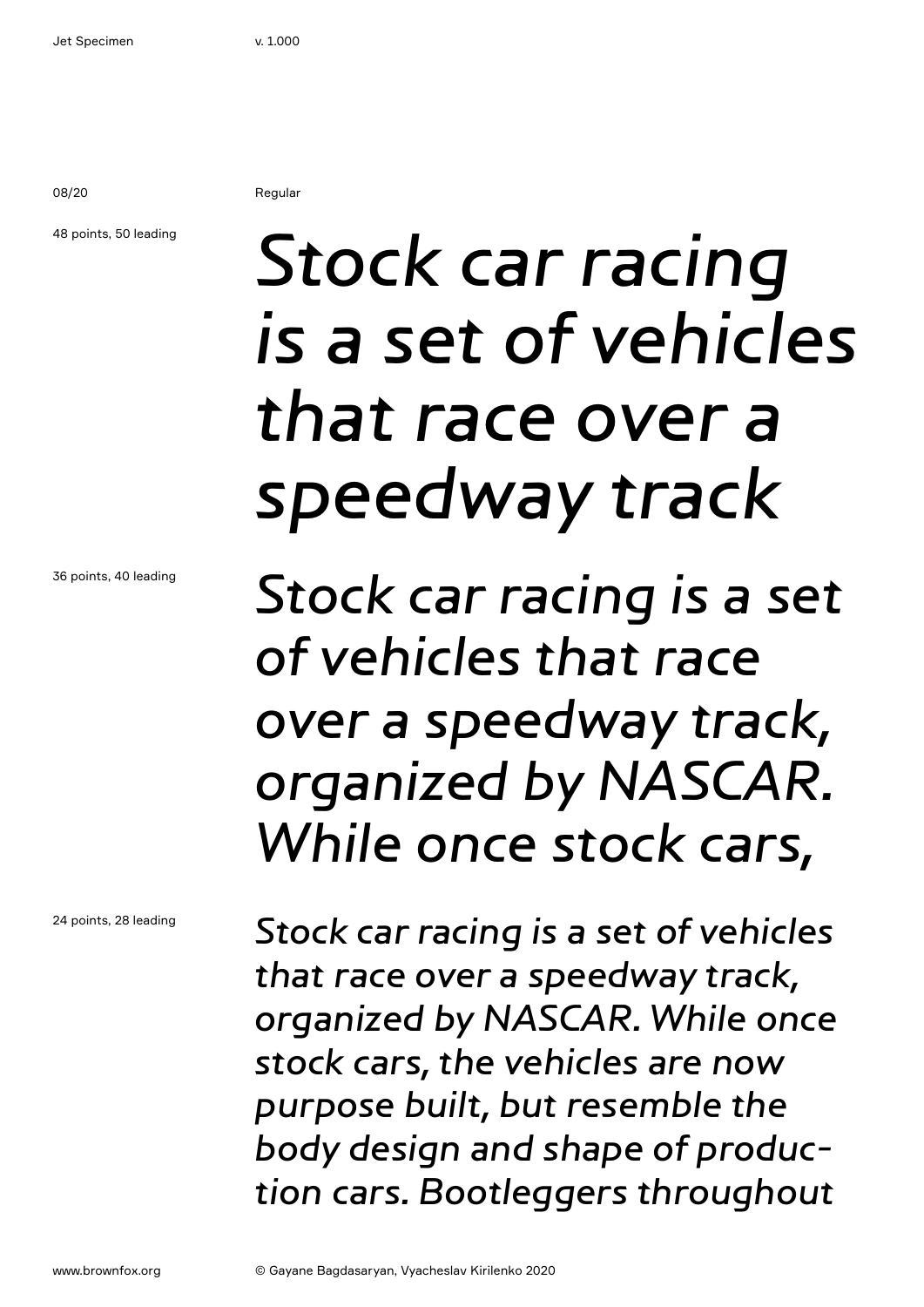Regular

48 points, 50 leading

*Stock car racing is a set of vehicles that race over a speedway track*

36 points, 40 leading

*Stock car racing is a set of vehicles that race over a speedway track, organized by NASCAR. While once stock cars,*

24 points, 28 leading

*Stock car racing is a set of vehicles that race over a speedway track, organized by NASCAR. While once stock cars, the vehicles are now purpose built, but resemble the body design and shape of produc-tion cars. Bootleggers throughout*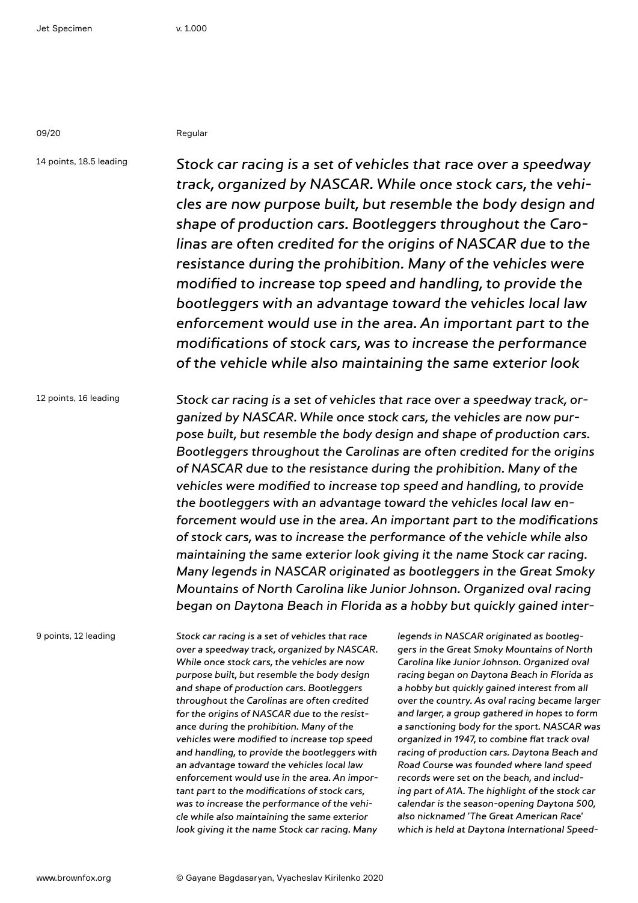Regular

14 points, 18.5 leading

*Stock car racing is a set of vehicles that race over a speedway track, organized by NASCAR. While once stock cars, the vehicles are now purpose built, but resemble the body design and shape of production cars. Bootleggers throughout the Carolinas are often credited for the origins of NASCAR due to the resistance during the prohibition. Many of the vehicles were modified to increase top speed and handling, to provide the bootleggers with an advantage toward the vehicles local law enforcement would use in the area. An important part to the modifications of stock cars, was to increase the performance of the vehicle while also maintaining the same exterior look*

12 points, 16 leading

*Stock car racing is a set of vehicles that race over a speedway track, organized by NASCAR. While once stock cars, the vehicles are now purpose built, but resemble the body design and shape of production cars. Bootleggers throughout the Carolinas are often credited for the origins of NASCAR due to the resistance during the prohibition. Many of the vehicles were modified to increase top speed and handling, to provide the bootleggers with an advantage toward the vehicles local law enforcement would use in the area. An important part to the modifications of stock cars, was to increase the performance of the vehicle while also maintaining the same exterior look giving it the name Stock car racing. Many legends in NASCAR originated as bootleggers in the Great Smoky Mountains of North Carolina like Junior Johnson. Organized oval racing began on Daytona Beach in Florida as a hobby but quickly gained inter-*

9 points, 12 leading

*Stock car racing is a set of vehicles that race over a speedway track, organized by NASCAR. While once stock cars, the vehicles are now purpose built, but resemble the body design and shape of production cars. Bootleggers throughout the Carolinas are often credited for the origins of NASCAR due to the resistance during the prohibition. Many of the vehicles were modified to increase top speed and handling, to provide the bootleggers with an advantage toward the vehicles local law enforcement would use in the area. An important part to the modifications of stock cars, was to increase the performance of the vehicle while also maintaining the same exterior look giving it the name Stock car racing. Many legends in NASCAR originated as bootleggers in the Great Smoky Mountains of North Carolina like Junior Johnson. Organized oval racing began on Daytona Beach in Florida as a hobby but quickly gained interest from all over the country. As oval racing became larger and larger, a group gathered in hopes to form a sanctioning body for the sport. NASCAR was organized in 1947, to combine flat track oval racing of production cars. Daytona Beach and Road Course was founded where land speed records were set on the beach, and including part of A1A. The highlight of the stock car calendar is the season-opening Daytona 500, also nicknamed 'The Great American Race' which is held at Daytona International Speed-*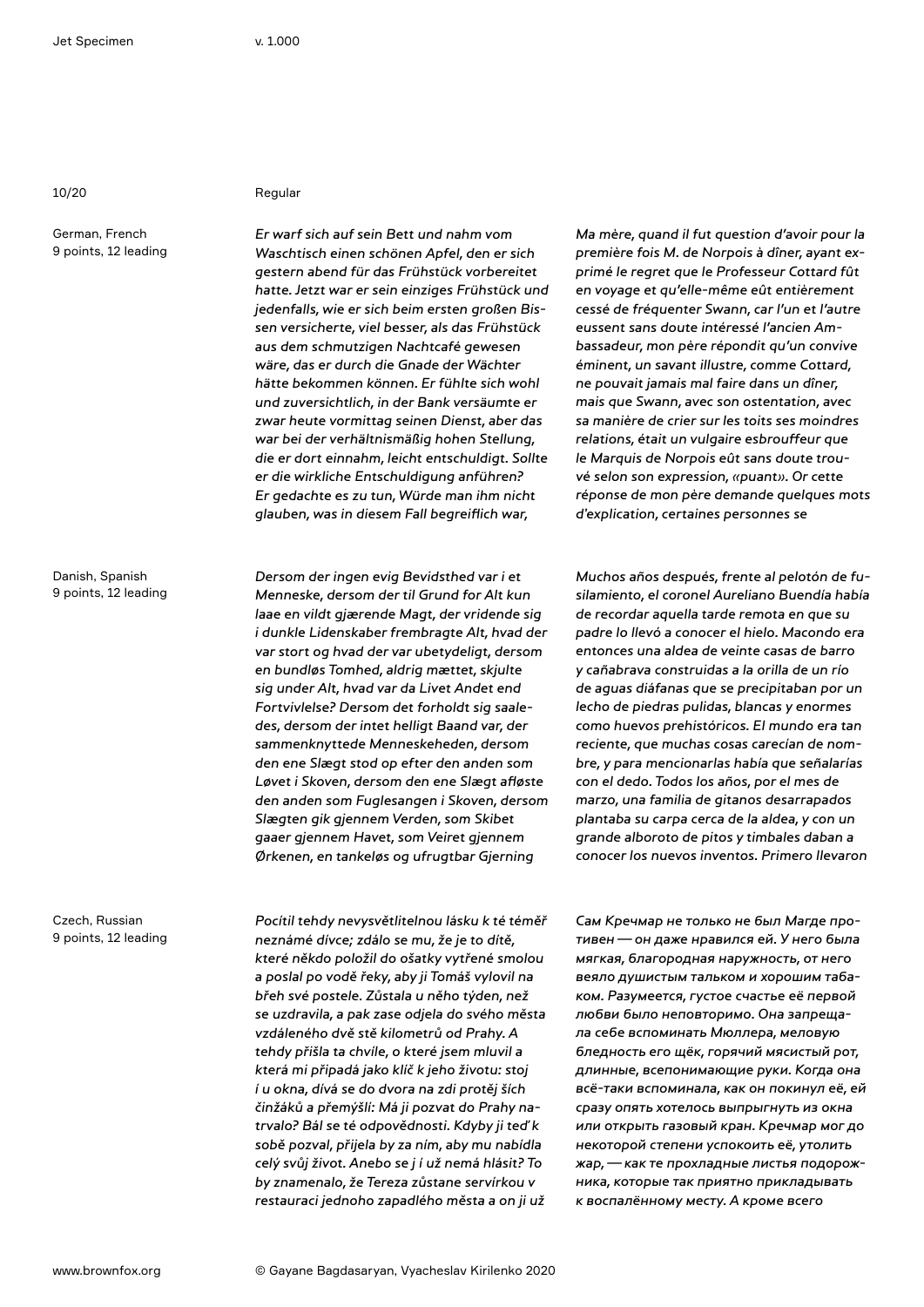Regular

German, French
9 points, 12 leading

*Er warf sich auf sein Bett und nahm vom Waschtisch einen schönen Apfel, den er sich gestern abend für das Frühstück vorbereitet hatte. Jetzt war er sein einziges Frühstück und jedenfalls, wie er sich beim ersten großen Bissen versicherte, viel besser, als das Frühstück aus dem schmutzigen Nachtcafé gewesen wäre, das er durch die Gnade der Wächter hätte bekommen können. Er fühlte sich wohl und zuversichtlich, in der Bank versäumte er zwar heute vormittag seinen Dienst, aber das war bei der verhältnismäßig hohen Stellung, die er dort einnahm, leicht entschuldigt. Sollte er die wirkliche Entschuldigung anführen? Er gedachte es zu tun, Würde man ihm nicht glauben, was in diesem Fall begreiflich war,*

*Ma mère, quand il fut question d'avoir pour la première fois M. de Norpois à dîner, ayant exprimé le regret que le Professeur Cottard fût en voyage et qu'elle-même eût entièrement cessé de fréquenter Swann, car l'un et l'autre eussent sans doute intéressé l'ancien Ambassadeur, mon père répondit qu'un convive éminent, un savant illustre, comme Cottard, ne pouvait jamais mal faire dans un dîner, mais que Swann, avec son ostentation, avec sa manière de crier sur les toits ses moindres relations, était un vulgaire esbrouffeur que le Marquis de Norpois eût sans doute trouvé selon son expression, «puant». Or cette réponse de mon père demande quelques mots d'explication, certaines personnes se*

Danish, Spanish
9 points, 12 leading

*Dersom der ingen evig Bevidsthed var i et Menneske, dersom der til Grund for Alt kun laae en vildt gjærende Magt, der vridende sig i dunkle Lidenskaber frembragte Alt, hvad der var stort og hvad der var ubetydeligt, dersom en bundløs Tomhed, aldrig mættet, skjulte sig under Alt, hvad var da Livet Andet end Fortvivlelse? Dersom det forholdt sig saaledes, dersom der intet helligt Baand var, der sammenknyttede Menneskeheden, dersom den ene Slægt stod op efter den anden som Løvet i Skoven, dersom den ene Slægt afløste den anden som Fuglesangen i Skoven, dersom Slægten gik gjennem Verden, som Skibet gaaer gjennem Havet, som Veiret gjennem Ørkenen, en tankeløs og ufrugtbar Gjerning*

*Muchos años después, frente al pelotón de fusilamiento, el coronel Aureliano Buendía había de recordar aquella tarde remota en que su padre lo llevó a conocer el hielo. Macondo era entonces una aldea de veinte casas de barro y cañabrava construidas a la orilla de un río de aguas diáfanas que se precipitaban por un lecho de piedras pulidas, blancas y enormes como huevos prehistóricos. El mundo era tan reciente, que muchas cosas carecían de nombre, y para mencionarlas había que señalarías con el dedo. Todos los años, por el mes de marzo, una familia de gitanos desarrapados plantaba su carpa cerca de la aldea, y con un grande alboroto de pitos y timbales daban a conocer los nuevos inventos. Primero llevaron*

Czech, Russian
9 points, 12 leading

*Pocítil tehdy nevysvětlitelnou lásku k té téměř neznámé dívce; zdálo se mu, že je to dítě, které někdo položil do ošatky vytřené smolou a poslal po vodě řeky, aby ji Tomáš vylovil na břeh své postele. Zůstala u něho týden, než se uzdravila, a pak zase odjela do svého města vzdáleného dvě stě kilometrů od Prahy. A tehdy přišla ta chvíle, o které jsem mluvil a která mi připadá jako klíč k jeho životu: stoj í u okna, dívá se do dvora na zdi protěj ších činžáků a přemýšlí: Má ji pozvat do Prahy natrvalo? Bál se té odpovědnosti. Kdyby ji teď k sobě pozval, přijela by za ním, aby mu nabídla celý svůj život. Anebo se j í už nemá hlásit? To by znamenalo, že Tereza zůstane servírkou v restauraci jednoho zapadlého města a on ji už*

*Сам Кречмар не только не был Магде противен — он даже нравился ей. У него была мягкая, благородная наружность, от него веяло душистым тальком и хорошим табаком. Разумеется, густое счастье её первой любви было неповторимо. Она запрещала себе вспоминать Мюллера, меловую бледность его щёк, горячий мясистый рот, длинные, всепонимающие руки. Когда она всё-таки вспоминала, как он покинул её, ей сразу опять хотелось выпрыгнуть из окна или открыть газовый кран. Кречмар мог до некоторой степени успокоить её, утолить жар, — как те прохладные листья подорожника, которые так приятно прикладывать к воспалённому месту. А кроме всего*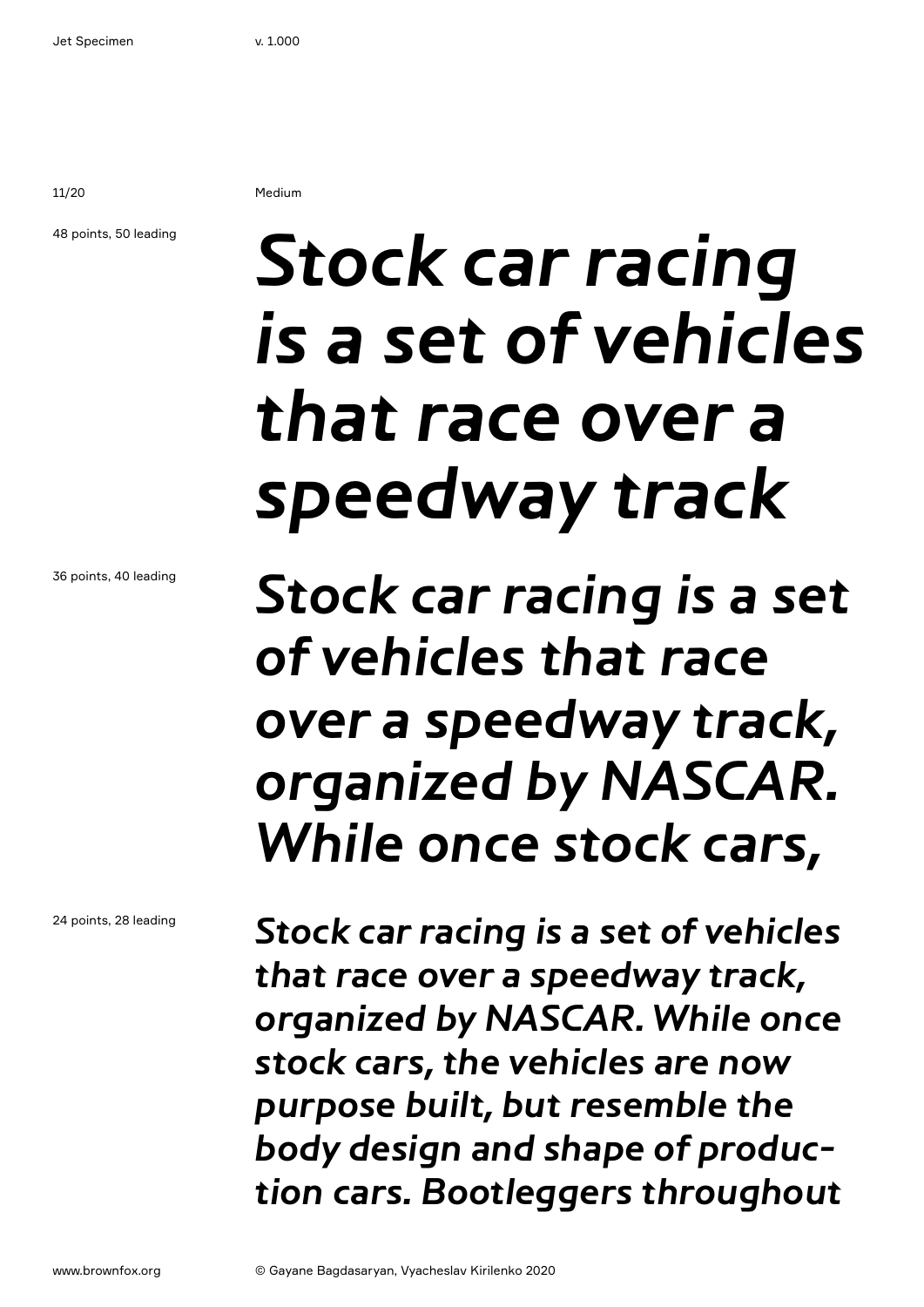Medium

48 points, 50 leading

*Stock car racing is a set of vehicles that race over a speedway track*

36 points, 40 leading

*Stock car racing is a set of vehicles that race over a speedway track, organized by NASCAR. While once stock cars,*

24 points, 28 leading

*Stock car racing is a set of vehicles that race over a speedway track, organized by NASCAR. While once stock cars, the vehicles are now purpose built, but resemble the body design and shape of production cars. Bootleggers throughout*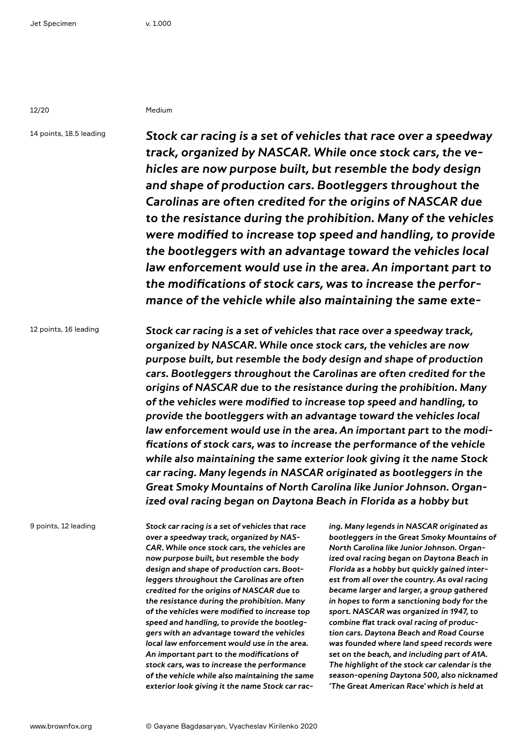Medium

14 points, 18.5 leading

*Stock car racing is a set of vehicles that race over a speedway track, organized by NASCAR. While once stock cars, the vehicles are now purpose built, but resemble the body design and shape of production cars. Bootleggers throughout the Carolinas are often credited for the origins of NASCAR due to the resistance during the prohibition. Many of the vehicles were modified to increase top speed and handling, to provide the bootleggers with an advantage toward the vehicles local law enforcement would use in the area. An important part to the modifications of stock cars, was to increase the performance of the vehicle while also maintaining the same exte-*

12 points, 16 leading

*Stock car racing is a set of vehicles that race over a speedway track, organized by NASCAR. While once stock cars, the vehicles are now purpose built, but resemble the body design and shape of production cars. Bootleggers throughout the Carolinas are often credited for the origins of NASCAR due to the resistance during the prohibition. Many of the vehicles were modified to increase top speed and handling, to provide the bootleggers with an advantage toward the vehicles local law enforcement would use in the area. An important part to the modifications of stock cars, was to increase the performance of the vehicle while also maintaining the same exterior look giving it the name Stock car racing. Many legends in NASCAR originated as bootleggers in the Great Smoky Mountains of North Carolina like Junior Johnson. Organized oval racing began on Daytona Beach in Florida as a hobby but*

9 points, 12 leading

*Stock car racing is a set of vehicles that race over a speedway track, organized by NASCAR. While once stock cars, the vehicles are now purpose built, but resemble the body design and shape of production cars. Bootleggers throughout the Carolinas are often credited for the origins of NASCAR due to the resistance during the prohibition. Many of the vehicles were modified to increase top speed and handling, to provide the bootleggers with an advantage toward the vehicles local law enforcement would use in the area. An important part to the modifications of stock cars, was to increase the performance of the vehicle while also maintaining the same exterior look giving it the name Stock car racing. Many legends in NASCAR originated as bootleggers in the Great Smoky Mountains of North Carolina like Junior Johnson. Organized oval racing began on Daytona Beach in Florida as a hobby but quickly gained interest from all over the country. As oval racing became larger and larger, a group gathered in hopes to form a sanctioning body for the sport. NASCAR was organized in 1947, to combine flat track oval racing of production cars. Daytona Beach and Road Course was founded where land speed records were set on the beach, and including part of A1A. The highlight of the stock car calendar is the season-opening Daytona 500, also nicknamed 'The Great American Race' which is held at*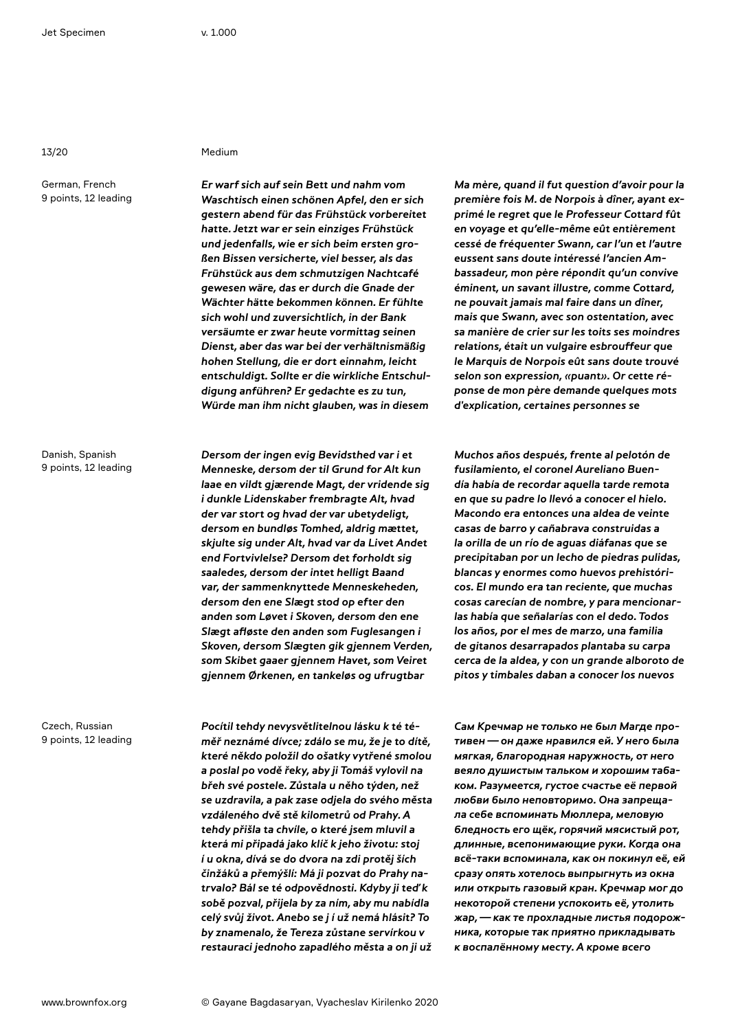Medium

German, French
9 points, 12 leading

*Er warf sich auf sein Bett und nahm vom Waschtisch einen schönen Apfel, den er sich gestern abend für das Frühstück vorbereitet hatte. Jetzt war er sein einziges Frühstück und jedenfalls, wie er sich beim ersten großen Bissen versicherte, viel besser, als das Frühstück aus dem schmutzigen Nachtcafé gewesen wäre, das er durch die Gnade der Wächter hätte bekommen können. Er fühlte sich wohl und zuversichtlich, in der Bank versäumte er zwar heute vormittag seinen Dienst, aber das war bei der verhältnismäßig hohen Stellung, die er dort einnahm, leicht entschuldigt. Sollte er die wirkliche Entschuldigung anführen? Er gedachte es zu tun, Würde man ihm nicht glauben, was in diesem*

*Ma mère, quand il fut question d'avoir pour la première fois M. de Norpois à dîner, ayant exprimé le regret que le Professeur Cottard fût en voyage et qu'elle-même eût entièrement cessé de fréquenter Swann, car l'un et l'autre eussent sans doute intéressé l'ancien Ambassadeur, mon père répondit qu'un convive éminent, un savant illustre, comme Cottard, ne pouvait jamais mal faire dans un dîner, mais que Swann, avec son ostentation, avec sa manière de crier sur les toits ses moindres relations, était un vulgaire esbrouffeur que le Marquis de Norpois eût sans doute trouvé selon son expression, «puant». Or cette réponse de mon père demande quelques mots d'explication, certaines personnes se*

Danish, Spanish
9 points, 12 leading

*Dersom der ingen evig Bevidsthed var i et Menneske, dersom der til Grund for Alt kun laae en vildt gjærende Magt, der vridende sig i dunkle Lidenskaber frembragte Alt, hvad der var stort og hvad der var ubetydeligt, dersom en bundløs Tomhed, aldrig mættet, skjulte sig under Alt, hvad var da Livet Andet end Fortvivlelse? Dersom det forholdt sig saaledes, dersom der intet helligt Baand var, der sammenknyttede Menneskeheden, dersom den ene Slægt stod op efter den anden som Løvet i Skoven, dersom den ene Slægt afløste den anden som Fuglesangen i Skoven, dersom Slægten gik gjennem Verden, som Skibet gaaer gjennem Havet, som Veiret gjennem Ørkenen, en tankeløs og ufrugtbar*

*Muchos años después, frente al pelotón de fusilamiento, el coronel Aureliano Buendía había de recordar aquella tarde remota en que su padre lo llevó a conocer el hielo. Macondo era entonces una aldea de veinte casas de barro y cañabrava construidas a la orilla de un río de aguas diáfanas que se precipitaban por un lecho de piedras pulidas, blancas y enormes como huevos prehistóricos. El mundo era tan reciente, que muchas cosas carecían de nombre, y para mencionarlas había que señalarías con el dedo. Todos los años, por el mes de marzo, una familia de gitanos desarrapados plantaba su carpa cerca de la aldea, y con un grande alboroto de pitos y timbales daban a conocer los nuevos*

Czech, Russian
9 points, 12 leading

*Pocítil tehdy nevysvětlitelnou lásku k té téměř neznámé dívce; zdálo se mu, že je to dítě, které někdo položil do ošatky vytřené smolou a poslal po vodě řeky, aby ji Tomáš vylovil na břeh své postele. Zůstala u něho týden, než se uzdravila, a pak zase odjela do svého města vzdáleného dvě stě kilometrů od Prahy. A tehdy přišla ta chvíle, o které jsem mluvil a která mi připadá jako klíč k jeho životu: stoj í u okna, dívá se do dvora na zdi protěj ších činžáků a přemýšlí: Má ji pozvat do Prahy natrvalo? Bál se té odpovědnosti. Kdyby ji teď k sobě pozval, přijela by za ním, aby mu nabídla celý svůj život. Anebo se j í už nemá hlásit? To by znamenalo, že Tereza zůstane servírkou v restauraci jednoho zapadlého města a on ji už*

*Сам Кречмар не только не был Магде противен — он даже нравился ей. У него была мягкая, благородная наружность, от него веяло душистым тальком и хорошим табаком. Разумеется, густое счастье её первой любви было неповторимо. Она запрещала себе вспоминать Мюллера, меловую бледность его щёк, горячий мясистый рот, длинные, всепонимающие руки. Когда она всё-таки вспоминала, как он покинул её, ей сразу опять хотелось выпрыгнуть из окна или открыть газовый кран. Кречмар мог до некоторой степени успокоить её, утолить жар, — как те прохладные листья подорожника, которые так приятно прикладывать к воспалённому месту. А кроме всего*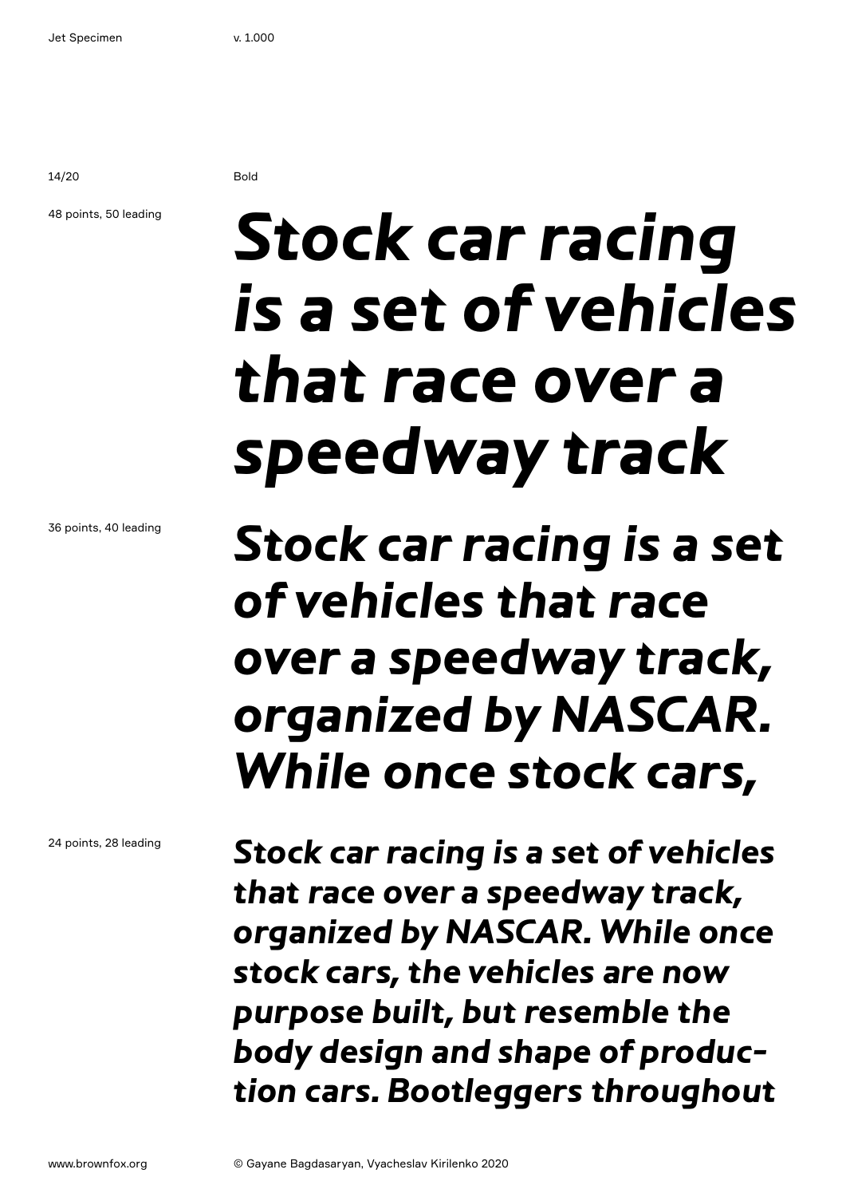Bold

48 points, 50 leading

***Stock car racing is a set of vehicles that race over a speedway track***

36 points, 40 leading

***Stock car racing is a set of vehicles that race over a speedway track, organized by NASCAR. While once stock cars,***

24 points, 28 leading

***Stock car racing is a set of vehicles that race over a speedway track, organized by NASCAR. While once stock cars, the vehicles are now purpose built, but resemble the body design and shape of production cars. Bootleggers throughout***

www.brownfox.org

© Gayane Bagdasaryan, Vyacheslav Kirilenko 2020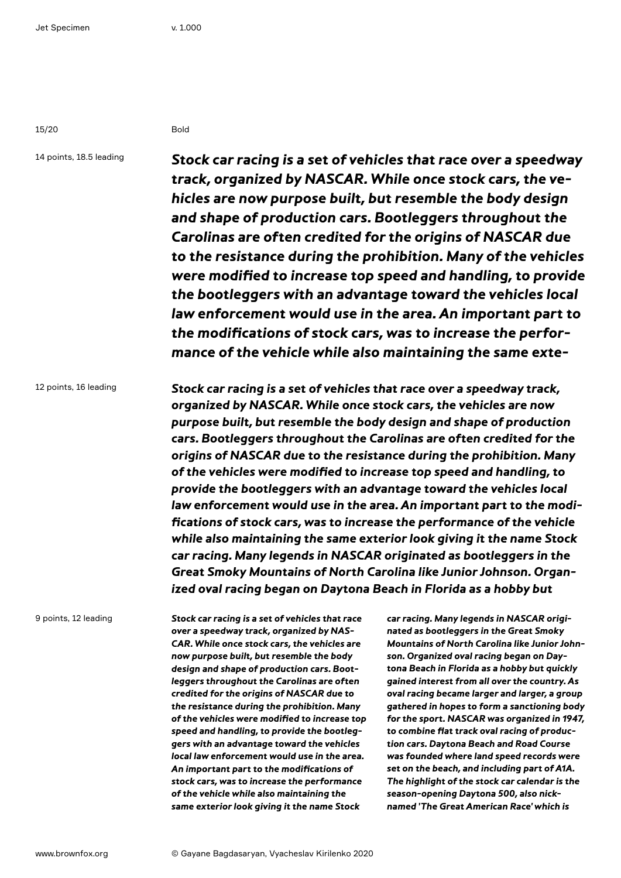Bold

14 points, 18.5 leading

***Stock car racing is a set of vehicles that race over a speedway track, organized by NASCAR. While once stock cars, the vehicles are now purpose built, but resemble the body design and shape of production cars. Bootleggers throughout the Carolinas are often credited for the origins of NASCAR due to the resistance during the prohibition. Many of the vehicles were modified to increase top speed and handling, to provide the bootleggers with an advantage toward the vehicles local law enforcement would use in the area. An important part to the modifications of stock cars, was to increase the performance of the vehicle while also maintaining the same exte-***

12 points, 16 leading

***Stock car racing is a set of vehicles that race over a speedway track, organized by NASCAR. While once stock cars, the vehicles are now purpose built, but resemble the body design and shape of production cars. Bootleggers throughout the Carolinas are often credited for the origins of NASCAR due to the resistance during the prohibition. Many of the vehicles were modified to increase top speed and handling, to provide the bootleggers with an advantage toward the vehicles local law enforcement would use in the area. An important part to the modifications of stock cars, was to increase the performance of the vehicle while also maintaining the same exterior look giving it the name Stock car racing. Many legends in NASCAR originated as bootleggers in the Great Smoky Mountains of North Carolina like Junior Johnson. Organized oval racing began on Daytona Beach in Florida as a hobby but***

9 points, 12 leading

***Stock car racing is a set of vehicles that race over a speedway track, organized by NASCAR. While once stock cars, the vehicles are now purpose built, but resemble the body design and shape of production cars. Bootleggers throughout the Carolinas are often credited for the origins of NASCAR due to the resistance during the prohibition. Many of the vehicles were modified to increase top speed and handling, to provide the bootleggers with an advantage toward the vehicles local law enforcement would use in the area. An important part to the modifications of stock cars, was to increase the performance of the vehicle while also maintaining the same exterior look giving it the name Stock car racing. Many legends in NASCAR originated as bootleggers in the Great Smoky Mountains of North Carolina like Junior Johnson. Organized oval racing began on Daytona Beach in Florida as a hobby but quickly gained interest from all over the country. As oval racing became larger and larger, a group gathered in hopes to form a sanctioning body for the sport. NASCAR was organized in 1947, to combine flat track oval racing of production cars. Daytona Beach and Road Course was founded where land speed records were set on the beach, and including part of A1A. The highlight of the stock car calendar is the season-opening Daytona 500, also nicknamed 'The Great American Race' which is***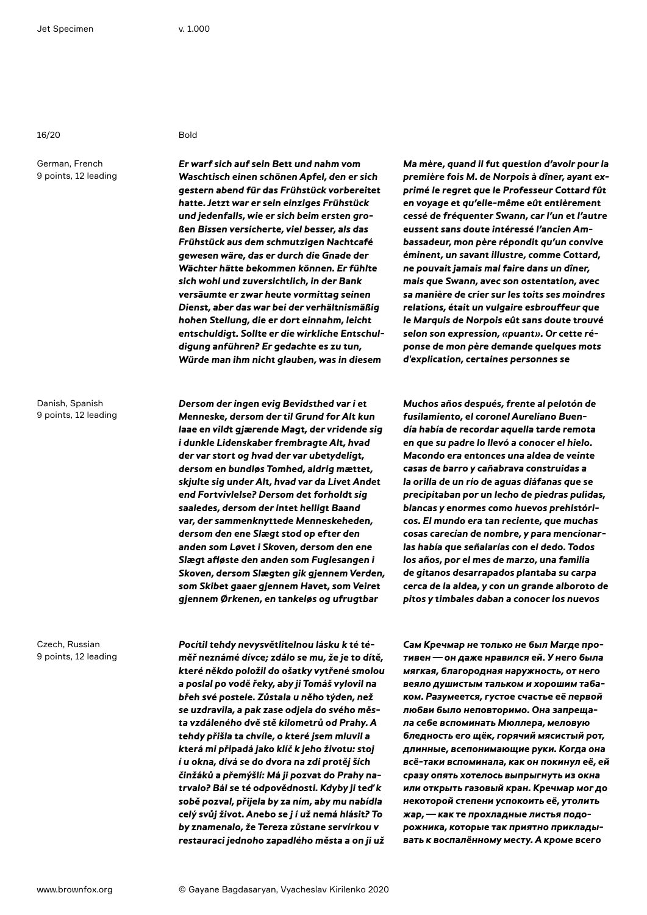Bold

German, French
9 points, 12 leading

*Er warf sich auf sein Bett und nahm vom Waschtisch einen schönen Apfel, den er sich gestern abend für das Frühstück vorbereitet hatte. Jetzt war er sein einziges Frühstück und jedenfalls, wie er sich beim ersten großen Bissen versicherte, viel besser, als das Frühstück aus dem schmutzigen Nachtcafé gewesen wäre, das er durch die Gnade der Wächter hätte bekommen können. Er fühlte sich wohl und zuversichtlich, in der Bank versäumte er zwar heute vormittag seinen Dienst, aber das war bei der verhältnismäßig hohen Stellung, die er dort einnahm, leicht entschuldigt. Sollte er die wirkliche Entschuldigung anführen? Er gedachte es zu tun, Würde man ihm nicht glauben, was in diesem*

*Ma mère, quand il fut question d'avoir pour la première fois M. de Norpois à dîner, ayant exprimé le regret que le Professeur Cottard fût en voyage et qu'elle-même eût entièrement cessé de fréquenter Swann, car l'un et l'autre eussent sans doute intéressé l'ancien Ambassadeur, mon père répondit qu'un convive éminent, un savant illustre, comme Cottard, ne pouvait jamais mal faire dans un dîner, mais que Swann, avec son ostentation, avec sa manière de crier sur les toits ses moindres relations, était un vulgaire esbrouffeur que le Marquis de Norpois eût sans doute trouvé selon son expression, «puant». Or cette réponse de mon père demande quelques mots d'explication, certaines personnes se*

Danish, Spanish
9 points, 12 leading

*Dersom der ingen evig Bevidsthed var i et Menneske, dersom der til Grund for Alt kun laae en vildt gjærende Magt, der vridende sig i dunkle Lidenskaber frembragte Alt, hvad der var stort og hvad der var ubetydeligt, dersom en bundløs Tomhed, aldrig mættet, skjulte sig under Alt, hvad var da Livet Andet end Fortvivlelse? Dersom det forholdt sig saaledes, dersom der intet helligt Baand var, der sammenknyttede Menneskeheden, dersom den ene Slægt stod op efter den anden som Løvet i Skoven, dersom den ene Slægt afløste den anden som Fuglesangen i Skoven, dersom Slægten gik gjennem Verden, som Skibet gaaer gjennem Havet, som Veiret gjennem Ørkenen, en tankeløs og ufrugtbar*

*Muchos años después, frente al pelotón de fusilamiento, el coronel Aureliano Buendía había de recordar aquella tarde remota en que su padre lo llevó a conocer el hielo. Macondo era entonces una aldea de veinte casas de barro y cañabrava construidas a la orilla de un río de aguas diáfanas que se precipitaban por un lecho de piedras pulidas, blancas y enormes como huevos prehistóricos. El mundo era tan reciente, que muchas cosas carecían de nombre, y para mencionarlas había que señalarías con el dedo. Todos los años, por el mes de marzo, una familia de gitanos desarrapados plantaba su carpa cerca de la aldea, y con un grande alboroto de pitos y timbales daban a conocer los nuevos*

Czech, Russian
9 points, 12 leading

*Pocítil tehdy nevysvětlitelnou lásku k té téměř neznámé dívce; zdálo se mu, že je to dítě, které někdo položil do ošatky vytřené smolou a poslal po vodě řeky, aby ji Tomáš vylovil na břeh své postele. Zůstala u něho týden, než se uzdravila, a pak zase odjela do svého města vzdáleného dvě stě kilometrů od Prahy. A tehdy přišla ta chvíle, o které jsem mluvil a která mi připadá jako klíč k jeho životu: stoj í u okna, dívá se do dvora na zdi protěj ších činžáků a přemýšlí: Má ji pozvat do Prahy natrvalo? Bál se té odpovědnosti. Kdyby ji teď k sobě pozval, přijela by za ním, aby mu nabídla celý svůj život. Anebo se j í už nemá hlásit? To by znamenalo, že Tereza zůstane servírkou v restauraci jednoho zapadlého města a on ji už*

*Сам Кречмар не только не был Магде противен — он даже нравился ей. У него была мягкая, благородная наружность, от него веяло душистым тальком и хорошим табаком. Разумеется, густое счастье её первой любви было неповторимо. Она запрещала себе вспоминать Мюллера, меловую бледность его щёк, горячий мясистый рот, длинные, всепонимающие руки. Когда она всё-таки вспоминала, как он покинул её, ей сразу опять хотелось выпрыгнуть из окна или открыть газовый кран. Кречмар мог до некоторой степени успокоить её, утолить жар, — как те прохладные листья подорожника, которые так приятно прикладывать к воспалённому месту. А кроме всего*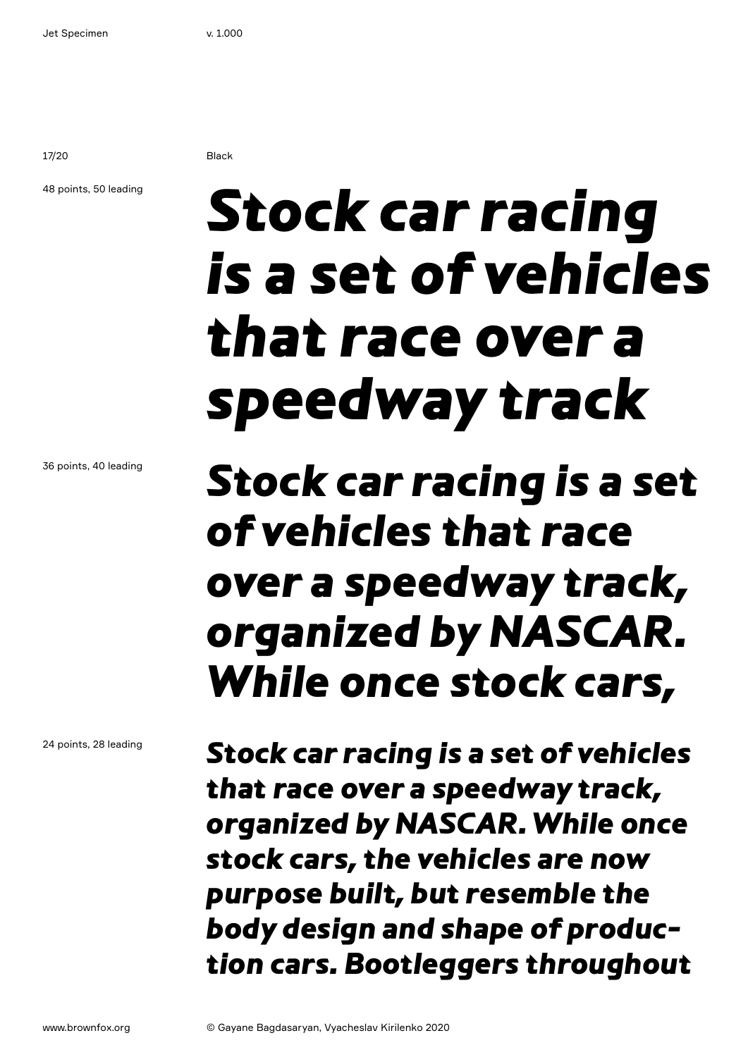Black

48 points, 50 leading

*Stock car racing is a set of vehicles that race over a speedway track*

36 points, 40 leading

*Stock car racing is a set of vehicles that race over a speedway track, organized by NASCAR. While once stock cars,*

24 points, 28 leading

*Stock car racing is a set of vehicles that race over a speedway track, organized by NASCAR. While once stock cars, the vehicles are now purpose built, but resemble the body design and shape of production cars. Bootleggers throughout*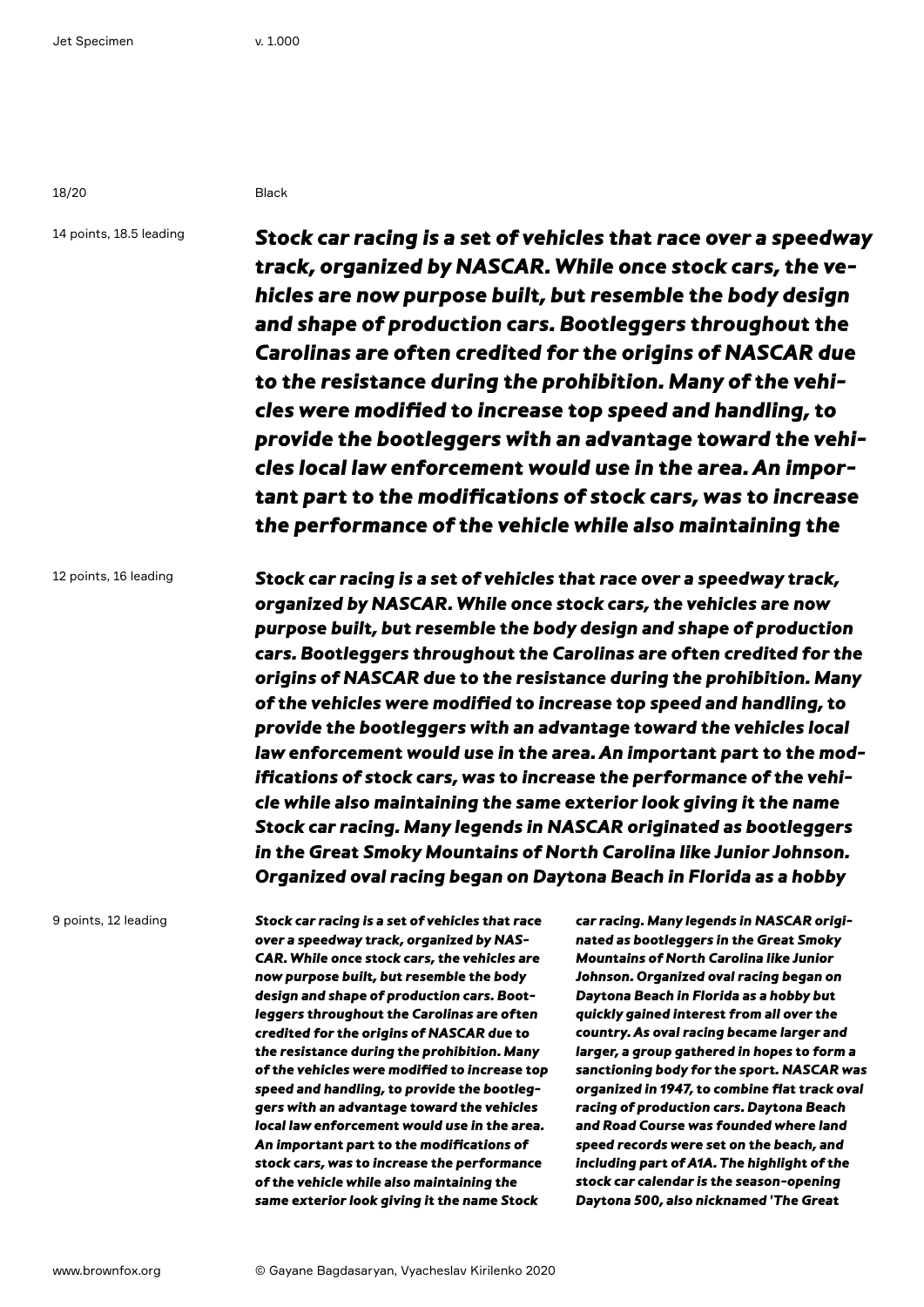Black

14 points, 18.5 leading

*Stock car racing is a set of vehicles that race over a speedway track, organized by NASCAR. While once stock cars, the vehicles are now purpose built, but resemble the body design and shape of production cars. Bootleggers throughout the Carolinas are often credited for the origins of NASCAR due to the resistance during the prohibition. Many of the vehicles were modified to increase top speed and handling, to provide the bootleggers with an advantage toward the vehicles local law enforcement would use in the area. An important part to the modifications of stock cars, was to increase the performance of the vehicle while also maintaining the*

12 points, 16 leading

*Stock car racing is a set of vehicles that race over a speedway track, organized by NASCAR. While once stock cars, the vehicles are now purpose built, but resemble the body design and shape of production cars. Bootleggers throughout the Carolinas are often credited for the origins of NASCAR due to the resistance during the prohibition. Many of the vehicles were modified to increase top speed and handling, to provide the bootleggers with an advantage toward the vehicles local law enforcement would use in the area. An important part to the modifications of stock cars, was to increase the performance of the vehicle while also maintaining the same exterior look giving it the name Stock car racing. Many legends in NASCAR originated as bootleggers in the Great Smoky Mountains of North Carolina like Junior Johnson. Organized oval racing began on Daytona Beach in Florida as a hobby*

9 points, 12 leading

*Stock car racing is a set of vehicles that race over a speedway track, organized by NASCAR. While once stock cars, the vehicles are now purpose built, but resemble the body design and shape of production cars. Bootleggers throughout the Carolinas are often credited for the origins of NASCAR due to the resistance during the prohibition. Many of the vehicles were modified to increase top speed and handling, to provide the bootleggers with an advantage toward the vehicles local law enforcement would use in the area. An important part to the modifications of stock cars, was to increase the performance of the vehicle while also maintaining the same exterior look giving it the name Stock car racing. Many legends in NASCAR originated as bootleggers in the Great Smoky Mountains of North Carolina like Junior Johnson. Organized oval racing began on Daytona Beach in Florida as a hobby but quickly gained interest from all over the country. As oval racing became larger and larger, a group gathered in hopes to form a sanctioning body for the sport. NASCAR was organized in 1947, to combine flat track oval racing of production cars. Daytona Beach and Road Course was founded where land speed records were set on the beach, and including part of A1A. The highlight of the stock car calendar is the season-opening Daytona 500, also nicknamed 'The Great*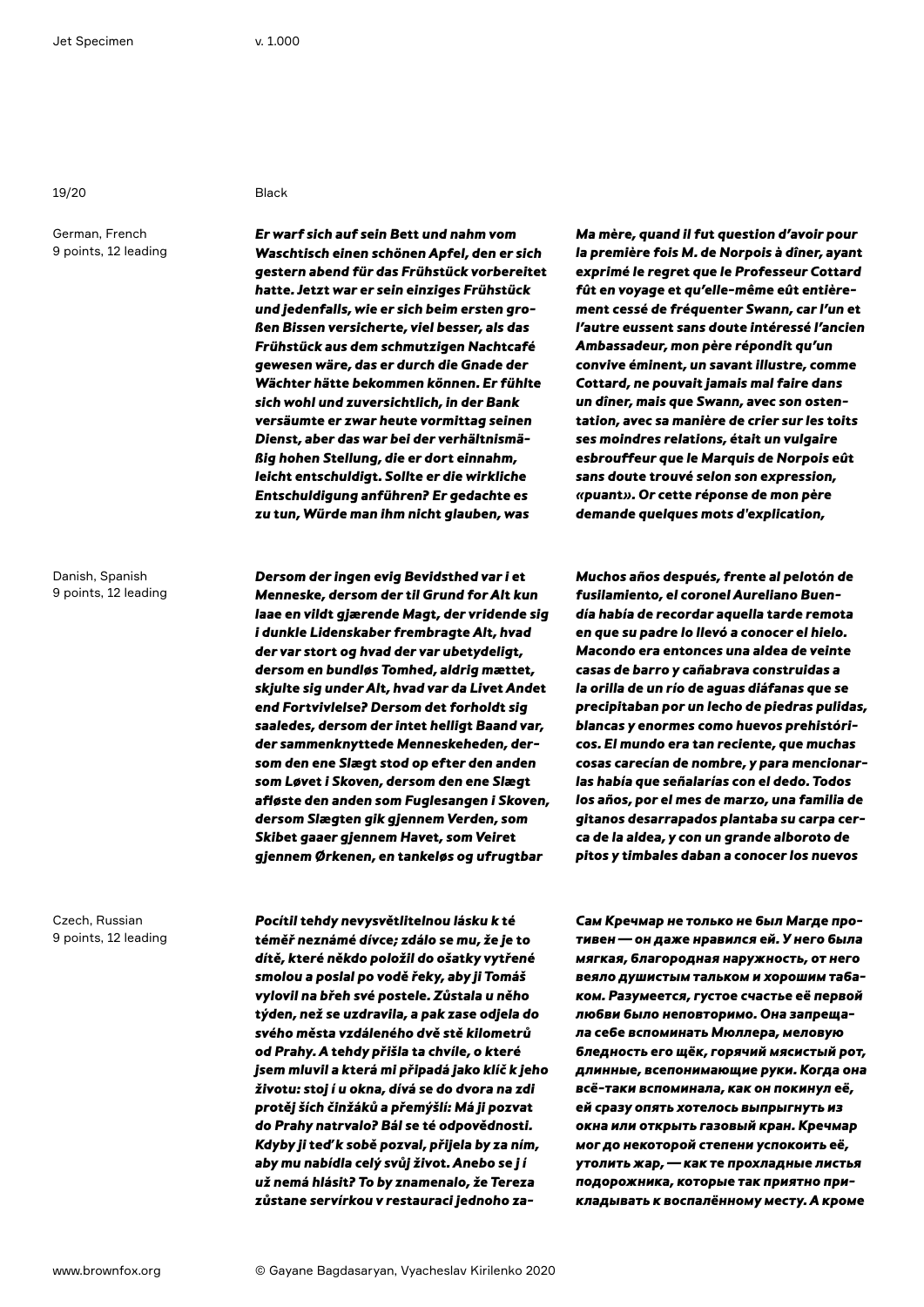Black

German, French
9 points, 12 leading

*Er warf sich auf sein Bett und nahm vom Waschtisch einen schönen Apfel, den er sich gestern abend für das Frühstück vorbereitet hatte. Jetzt war er sein einziges Frühstück und jedenfalls, wie er sich beim ersten großen Bissen versicherte, viel besser, als das Frühstück aus dem schmutzigen Nachtcafé gewesen wäre, das er durch die Gnade der Wächter hätte bekommen können. Er fühlte sich wohl und zuversichtlich, in der Bank versäumte er zwar heute vormittag seinen Dienst, aber das war bei der verhältnismäßig hohen Stellung, die er dort einnahm, leicht entschuldigt. Sollte er die wirkliche Entschuldigung anführen? Er gedachte es zu tun, Würde man ihm nicht glauben, was*

*Ma mère, quand il fut question d'avoir pour la première fois M. de Norpois à dîner, ayant exprimé le regret que le Professeur Cottard fût en voyage et qu'elle-même eût entièrement cessé de fréquenter Swann, car l'un et l'autre eussent sans doute intéressé l'ancien Ambassadeur, mon père répondit qu'un convive éminent, un savant illustre, comme Cottard, ne pouvait jamais mal faire dans un dîner, mais que Swann, avec son ostentation, avec sa manière de crier sur les toits ses moindres relations, était un vulgaire esbrouffeur que le Marquis de Norpois eût sans doute trouvé selon son expression, «puant». Or cette réponse de mon père demande quelques mots d'explication,*

Danish, Spanish
9 points, 12 leading

*Dersom der ingen evig Bevidsthed var i et Menneske, dersom der til Grund for Alt kun laae en vildt gjærende Magt, der vridende sig i dunkle Lidenskaber frembragte Alt, hvad der var stort og hvad der var ubetydeligt, dersom en bundløs Tomhed, aldrig mættet, skjulte sig under Alt, hvad var da Livet Andet end Fortvivlelse? Dersom det forholdt sig saaledes, dersom der intet helligt Baand var, der sammenknyttede Menneskeheden, dersom den ene Slægt stod op efter den anden som Løvet i Skoven, dersom den ene Slægt afløste den anden som Fuglesangen i Skoven, dersom Slægten gik gjennem Verden, som Skibet gaaer gjennem Havet, som Veiret gjennem Ørkenen, en tankeløs og ufrugtbar*

*Muchos años después, frente al pelotón de fusilamiento, el coronel Aureliano Buendía había de recordar aquella tarde remota en que su padre lo llevó a conocer el hielo. Macondo era entonces una aldea de veinte casas de barro y cañabrava construidas a la orilla de un río de aguas diáfanas que se precipitaban por un lecho de piedras pulidas, blancas y enormes como huevos prehistóricos. El mundo era tan reciente, que muchas cosas carecían de nombre, y para mencionarlas había que señalarías con el dedo. Todos los años, por el mes de marzo, una familia de gitanos desarrapados plantaba su carpa cerca de la aldea, y con un grande alboroto de pitos y timbales daban a conocer los nuevos*

Czech, Russian
9 points, 12 leading

*Pocítil tehdy nevysvětlitelnou lásku k té téměř neznámé dívce; zdálo se mu, že je to dítě, které někdo položil do ošatky vytřené smolou a poslal po vodě řeky, aby ji Tomáš vylovil na břeh své postele. Zůstala u něho týden, než se uzdravila, a pak zase odjela do svého města vzdáleného dvě stě kilometrů od Prahy. A tehdy přišla ta chvíle, o které jsem mluvil a která mi připadá jako klíč k jeho životu: stoj í u okna, dívá se do dvora na zdi protěj ších činžáků a přemýšlí: Má ji pozvat do Prahy natrvalo? Bál se té odpovědnosti. Kdyby ji teď k sobě pozval, přijela by za ním, aby mu nabídla celý svůj život. Anebo se j í už nemá hlásit? To by znamenalo, že Tereza zůstane servírkou v restauraci jednoho za-*

*Сам Кречмар не только не был Магде противен — он даже нравился ей. У него была мягкая, благородная наружность, от него веяло душистым тальком и хорошим табаком. Разумеется, густое счастье её первой любви было неповторимо. Она запрещала себе вспоминать Мюллера, меловую бледность его щёк, горячий мясистый рот, длинные, всепонимающие руки. Когда она всё-таки вспоминала, как он покинул её, ей сразу опять хотелось выпрыгнуть из окна или открыть газовый кран. Кречмар мог до некоторой степени успокоить её, утолить жар, — как те прохладные листья подорожника, которые так приятно прикладывать к воспалённому месту. А кроме*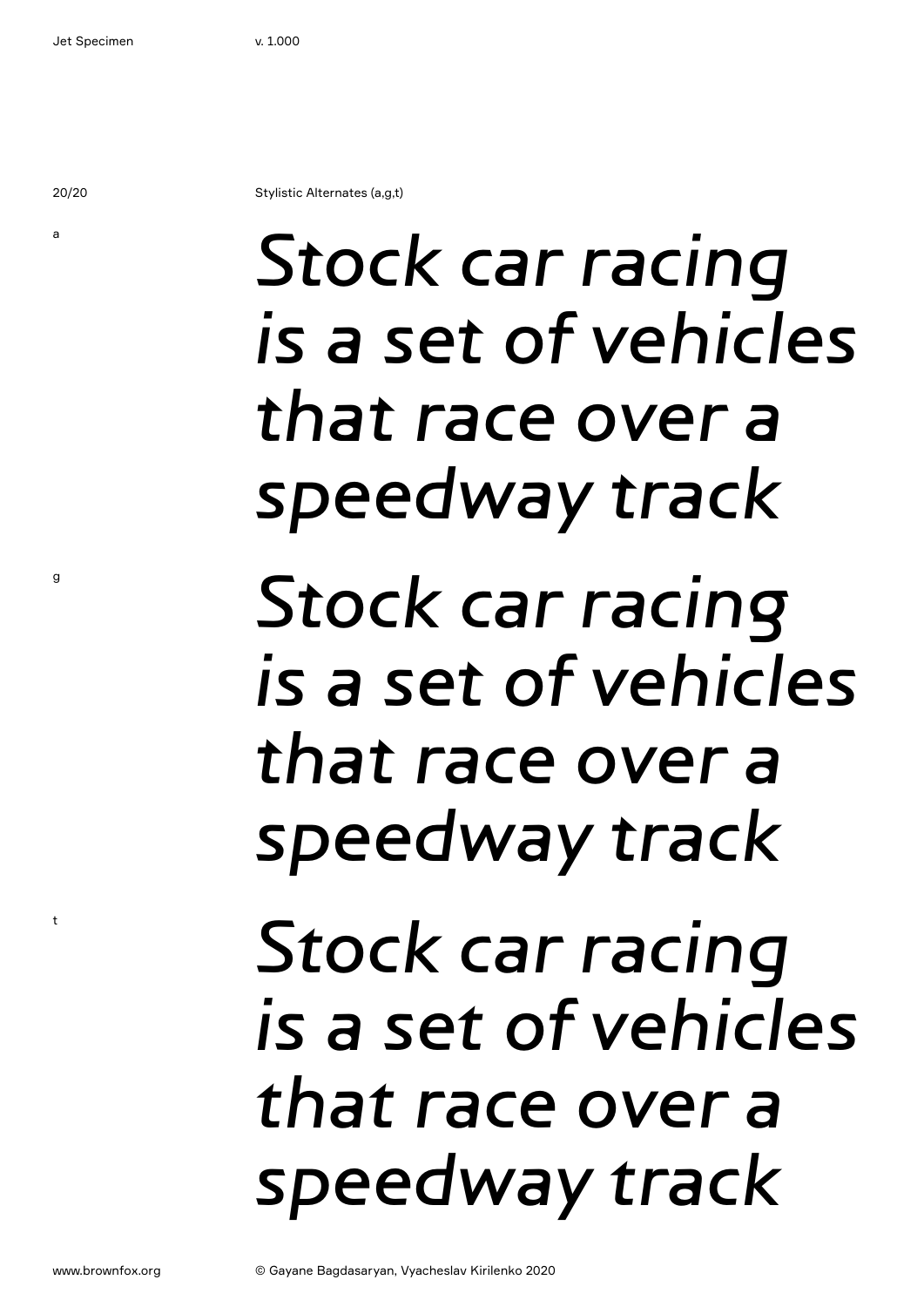Stylistic Alternates (a,g,t)

a

*Stock car racing is a set of vehicles that race over a speedway track*

g

*Stock car racing is a set of vehicles that race over a speedway track*

t

*Stock car racing is a set of vehicles that race over a speedway track*